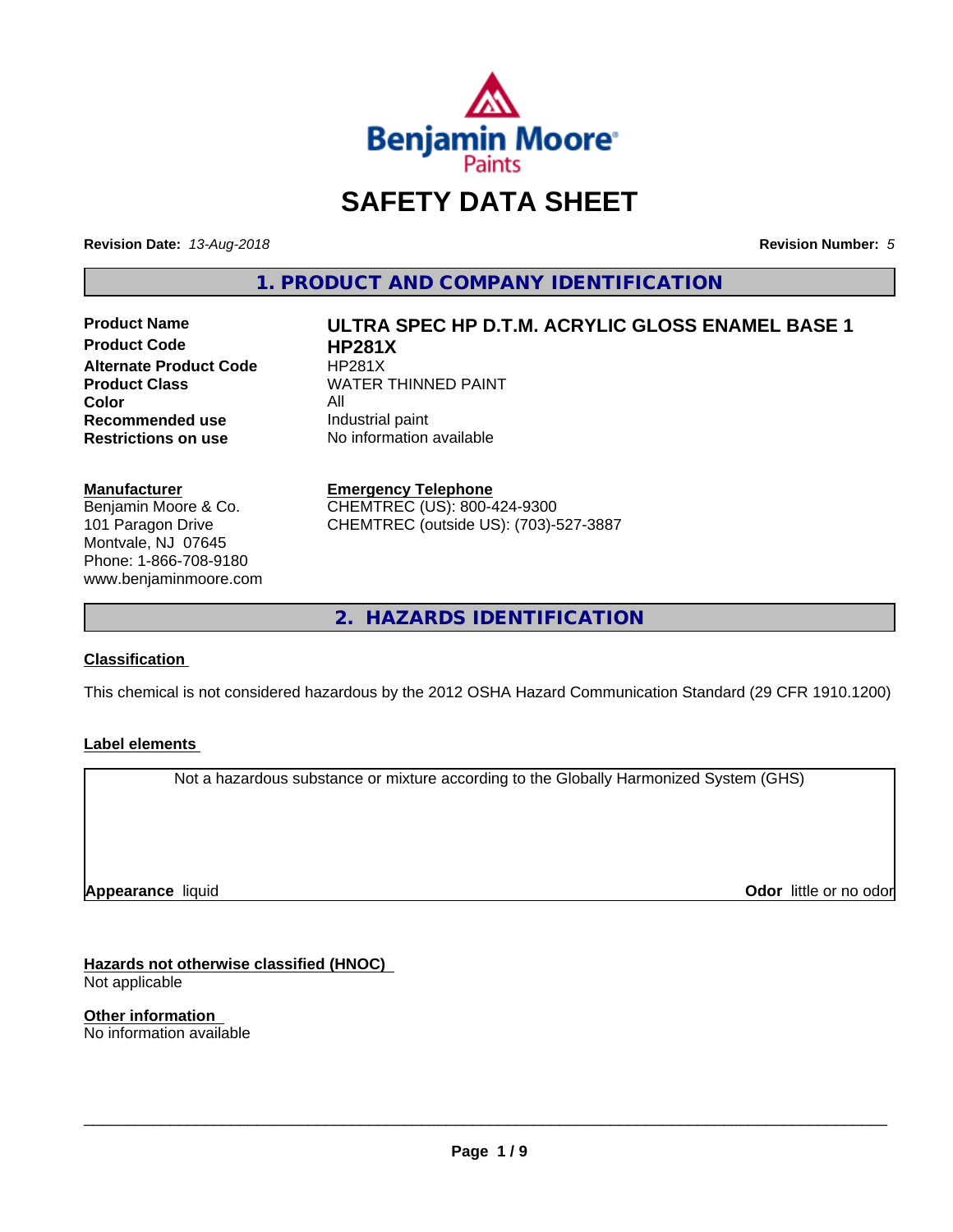# SAFETY DATA SHEET

**Revision Date:** *13-Aug-2018*

**Revision Number:** *5*

## 1. PRODUCT AND COMPANY IDENTIFICATION

| | |
|---|---|
| **Product Name** | **ULTRA SPEC HP D.T.M. ACRYLIC GLOSS ENAMEL BASE 1** |
| **Product Code** | **HP281X** |
| **Alternate Product Code** | HP281X |
| **Product Class** | WATER THINNED PAINT |
| **Color** | All |
| **Recommended use** | Industrial paint |
| **Restrictions on use** | No information available |

**Manufacturer**

Benjamin Moore & Co.
101 Paragon Drive
Montvale, NJ 07645
Phone: 1-866-708-9180
www.benjaminmoore.com

**Emergency Telephone**

CHEMTREC (US): 800-424-9300
CHEMTREC (outside US): (703)-527-3887

## 2. HAZARDS IDENTIFICATION

**Classification**

This chemical is not considered hazardous by the 2012 OSHA Hazard Communication Standard (29 CFR 1910.1200)

**Label elements**

Not a hazardous substance or mixture according to the Globally Harmonized System (GHS)

**Appearance** liquid

**Odor** little or no odor

**Hazards not otherwise classified (HNOC)**

Not applicable

**Other information**

No information available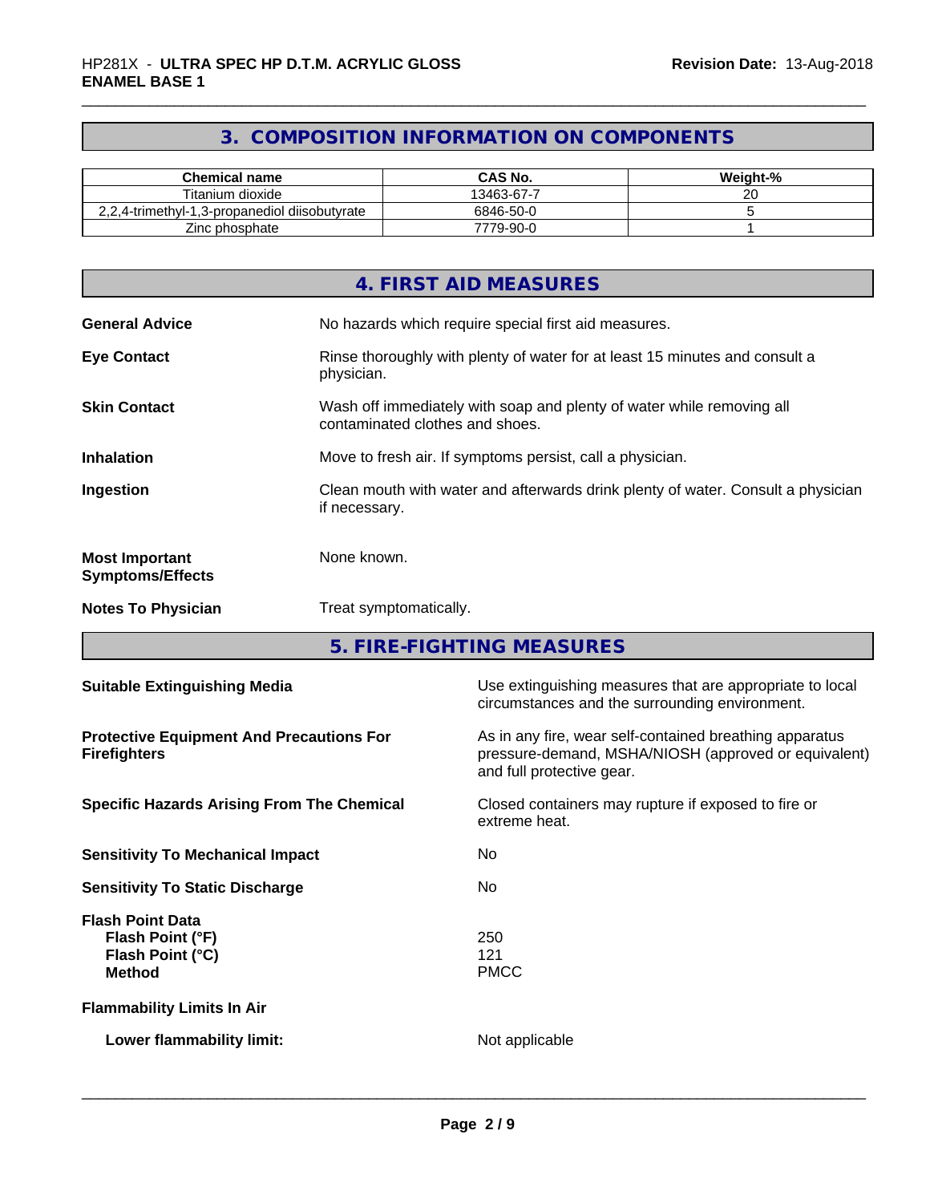## 3. COMPOSITION INFORMATION ON COMPONENTS

| Chemical name | CAS No. | Weight-% |
|---|---|---|
| Titanium dioxide | 13463-67-7 | 20 |
| 2,2,4-trimethyl-1,3-propanediol diisobutyrate | 6846-50-0 | 5 |
| Zinc phosphate | 7779-90-0 | 1 |

## 4. FIRST AID MEASURES

**General Advice** No hazards which require special first aid measures.

**Eye Contact** Rinse thoroughly with plenty of water for at least 15 minutes and consult a physician.

**Skin Contact** Wash off immediately with soap and plenty of water while removing all contaminated clothes and shoes.

**Inhalation** Move to fresh air. If symptoms persist, call a physician.

**Ingestion** Clean mouth with water and afterwards drink plenty of water. Consult a physician if necessary.

**Most Important Symptoms/Effects** None known.

**Notes To Physician** Treat symptomatically.

## 5. FIRE-FIGHTING MEASURES

**Suitable Extinguishing Media** Use extinguishing measures that are appropriate to local circumstances and the surrounding environment.

**Protective Equipment And Precautions For Firefighters** As in any fire, wear self-contained breathing apparatus pressure-demand, MSHA/NIOSH (approved or equivalent) and full protective gear.

**Specific Hazards Arising From The Chemical** Closed containers may rupture if exposed to fire or extreme heat.

**Sensitivity To Mechanical Impact** No

**Sensitivity To Static Discharge** No

**Flash Point Data**
**Flash Point (°F)** 250
**Flash Point (°C)** 121
**Method** PMCC

**Flammability Limits In Air**

**Lower flammability limit:** Not applicable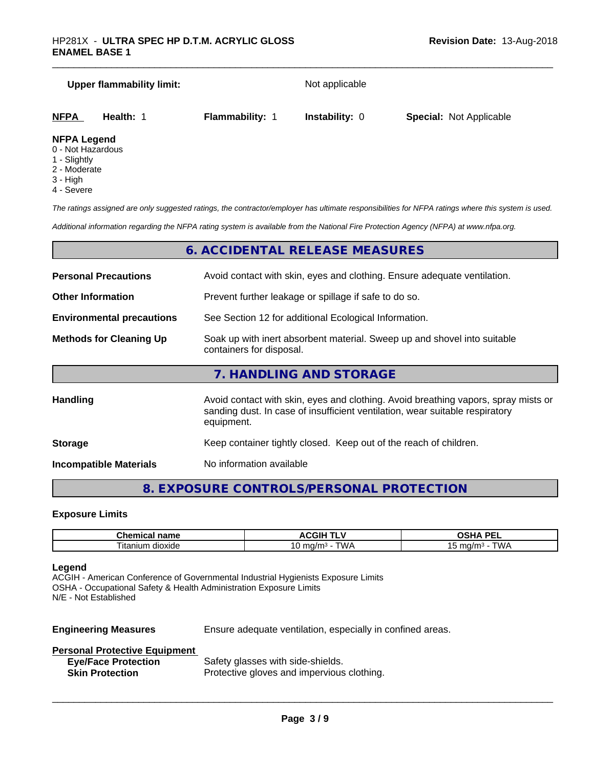**Upper flammability limit:** Not applicable

| NFPA | Health: 1 | Flammability: 1 | Instability: 0 | Special: Not Applicable |
|---|---|---|---|---|

**NFPA Legend**
0 - Not Hazardous
1 - Slightly
2 - Moderate
3 - High
4 - Severe

*The ratings assigned are only suggested ratings, the contractor/employer has ultimate responsibilities for NFPA ratings where this system is used.*

*Additional information regarding the NFPA rating system is available from the National Fire Protection Agency (NFPA) at www.nfpa.org.*

## 6. ACCIDENTAL RELEASE MEASURES

**Personal Precautions** Avoid contact with skin, eyes and clothing. Ensure adequate ventilation.

**Other Information** Prevent further leakage or spillage if safe to do so.

**Environmental precautions** See Section 12 for additional Ecological Information.

**Methods for Cleaning Up** Soak up with inert absorbent material. Sweep up and shovel into suitable containers for disposal.

## 7. HANDLING AND STORAGE

**Handling** Avoid contact with skin, eyes and clothing. Avoid breathing vapors, spray mists or sanding dust. In case of insufficient ventilation, wear suitable respiratory equipment.

**Storage** Keep container tightly closed. Keep out of the reach of children.

**Incompatible Materials** No information available

## 8. EXPOSURE CONTROLS/PERSONAL PROTECTION

**Exposure Limits**

| Chemical name | ACGIH TLV | OSHA PEL |
|---|---|---|
| Titanium dioxide | 10 mg/m³ - TWA | 15 mg/m³ - TWA |

**Legend**
ACGIH - American Conference of Governmental Industrial Hygienists Exposure Limits
OSHA - Occupational Safety & Health Administration Exposure Limits
N/E - Not Established

**Engineering Measures** Ensure adequate ventilation, especially in confined areas.

**Personal Protective Equipment**

**Eye/Face Protection** Safety glasses with side-shields.

**Skin Protection** Protective gloves and impervious clothing.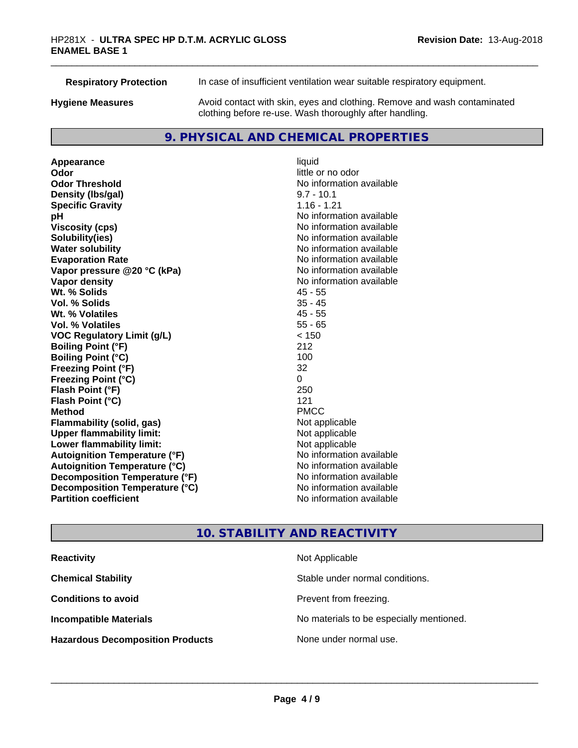| | |
|---|---|
| **Respiratory Protection** | In case of insufficient ventilation wear suitable respiratory equipment. |
| **Hygiene Measures** | Avoid contact with skin, eyes and clothing. Remove and wash contaminated clothing before re-use. Wash thoroughly after handling. |

## 9. PHYSICAL AND CHEMICAL PROPERTIES

| | |
|---|---|
| **Appearance** | liquid |
| **Odor** | little or no odor |
| **Odor Threshold** | No information available |
| **Density (lbs/gal)** | 9.7 - 10.1 |
| **Specific Gravity** | 1.16 - 1.21 |
| **pH** | No information available |
| **Viscosity (cps)** | No information available |
| **Solubility(ies)** | No information available |
| **Water solubility** | No information available |
| **Evaporation Rate** | No information available |
| **Vapor pressure @20 °C (kPa)** | No information available |
| **Vapor density** | No information available |
| **Wt. % Solids** | 45 - 55 |
| **Vol. % Solids** | 35 - 45 |
| **Wt. % Volatiles** | 45 - 55 |
| **Vol. % Volatiles** | 55 - 65 |
| **VOC Regulatory Limit (g/L)** | < 150 |
| **Boiling Point (°F)** | 212 |
| **Boiling Point (°C)** | 100 |
| **Freezing Point (°F)** | 32 |
| **Freezing Point (°C)** | 0 |
| **Flash Point (°F)** | 250 |
| **Flash Point (°C)** | 121 |
| **Method** | PMCC |
| **Flammability (solid, gas)** | Not applicable |
| **Upper flammability limit:** | Not applicable |
| **Lower flammability limit:** | Not applicable |
| **Autoignition Temperature (°F)** | No information available |
| **Autoignition Temperature (°C)** | No information available |
| **Decomposition Temperature (°F)** | No information available |
| **Decomposition Temperature (°C)** | No information available |
| **Partition coefficient** | No information available |

## 10. STABILITY AND REACTIVITY

| | |
|---|---|
| **Reactivity** | Not Applicable |
| **Chemical Stability** | Stable under normal conditions. |
| **Conditions to avoid** | Prevent from freezing. |
| **Incompatible Materials** | No materials to be especially mentioned. |
| **Hazardous Decomposition Products** | None under normal use. |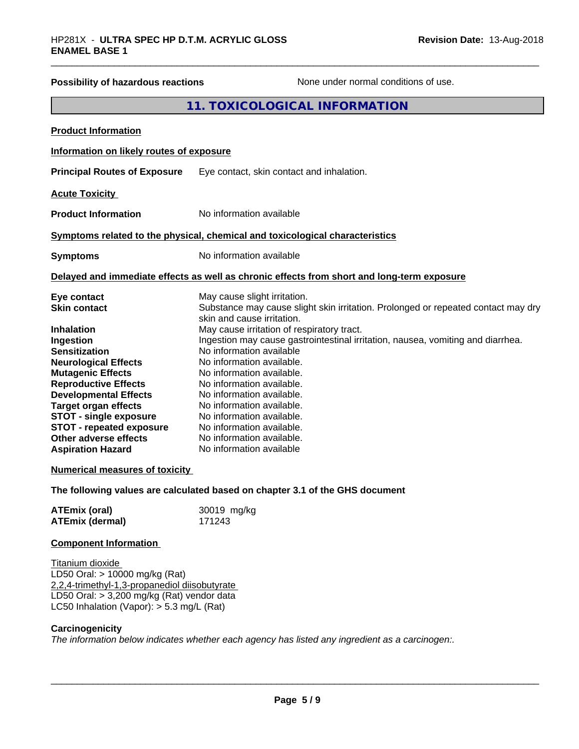**Possibility of hazardous reactions** None under normal conditions of use.

## 11. TOXICOLOGICAL INFORMATION

**Product Information**

**Information on likely routes of exposure**

**Principal Routes of Exposure** Eye contact, skin contact and inhalation.

**Acute Toxicity**

**Product Information** No information available

**Symptoms related to the physical, chemical and toxicological characteristics**

**Symptoms** No information available

**Delayed and immediate effects as well as chronic effects from short and long-term exposure**

| | |
|---|---|
| **Eye contact** | May cause slight irritation. |
| **Skin contact** | Substance may cause slight skin irritation. Prolonged or repeated contact may dry skin and cause irritation. |
| **Inhalation** | May cause irritation of respiratory tract. |
| **Ingestion** | Ingestion may cause gastrointestinal irritation, nausea, vomiting and diarrhea. |
| **Sensitization** | No information available |
| **Neurological Effects** | No information available. |
| **Mutagenic Effects** | No information available. |
| **Reproductive Effects** | No information available. |
| **Developmental Effects** | No information available. |
| **Target organ effects** | No information available. |
| **STOT - single exposure** | No information available. |
| **STOT - repeated exposure** | No information available. |
| **Other adverse effects** | No information available. |
| **Aspiration Hazard** | No information available |

**Numerical measures of toxicity**

**The following values are calculated based on chapter 3.1 of the GHS document**

| | |
|---|---|
| **ATEmix (oral)** | 30019 mg/kg |
| **ATEmix (dermal)** | 171243 |

**Component Information**

Titanium dioxide
LD50 Oral: > 10000 mg/kg (Rat)
2,2,4-trimethyl-1,3-propanediol diisobutyrate
LD50 Oral: > 3,200 mg/kg (Rat) vendor data
LC50 Inhalation (Vapor): > 5.3 mg/L (Rat)

**Carcinogenicity**
*The information below indicates whether each agency has listed any ingredient as a carcinogen:.*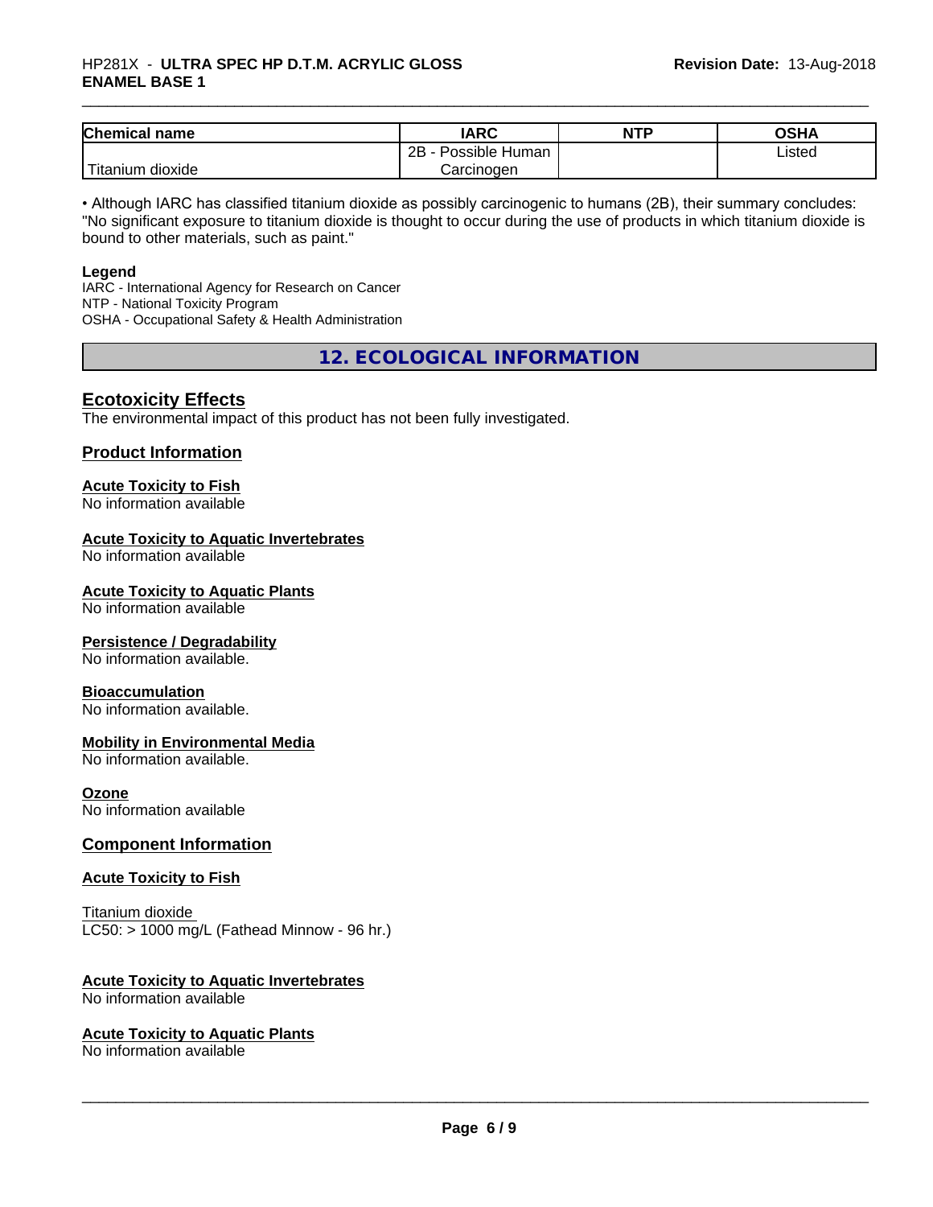| Chemical name | IARC | NTP | OSHA |
|---|---|---|---|
| Titanium dioxide | 2B - Possible Human Carcinogen | | Listed |

• Although IARC has classified titanium dioxide as possibly carcinogenic to humans (2B), their summary concludes: "No significant exposure to titanium dioxide is thought to occur during the use of products in which titanium dioxide is bound to other materials, such as paint."

**Legend**

IARC - International Agency for Research on Cancer
NTP - National Toxicity Program
OSHA - Occupational Safety & Health Administration

## 12. ECOLOGICAL INFORMATION

### Ecotoxicity Effects

The environmental impact of this product has not been fully investigated.

### Product Information

**Acute Toxicity to Fish**
No information available

**Acute Toxicity to Aquatic Invertebrates**
No information available

**Acute Toxicity to Aquatic Plants**
No information available

**Persistence / Degradability**
No information available.

**Bioaccumulation**
No information available.

**Mobility in Environmental Media**
No information available.

**Ozone**
No information available

### Component Information

**Acute Toxicity to Fish**

Titanium dioxide
LC50: > 1000 mg/L (Fathead Minnow - 96 hr.)

**Acute Toxicity to Aquatic Invertebrates**
No information available

**Acute Toxicity to Aquatic Plants**
No information available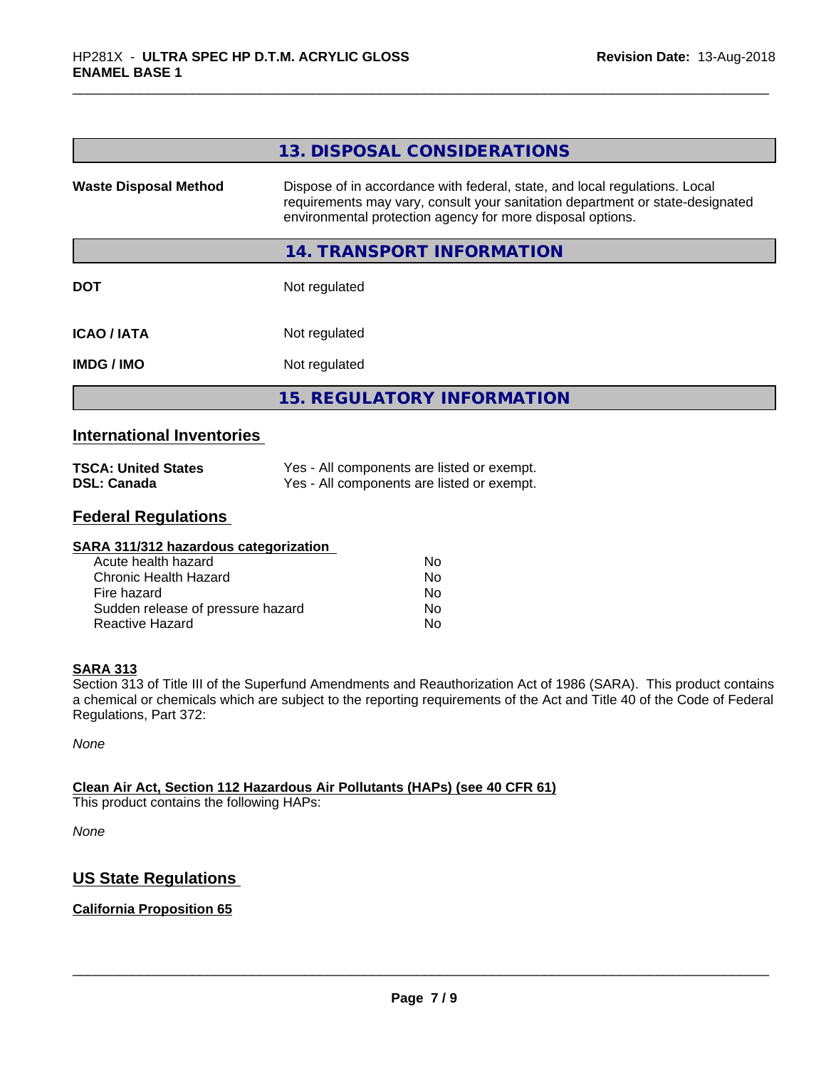## 13. DISPOSAL CONSIDERATIONS

| | |
|---|---|
| **Waste Disposal Method** | Dispose of in accordance with federal, state, and local regulations. Local requirements may vary, consult your sanitation department or state-designated environmental protection agency for more disposal options. |

## 14. TRANSPORT INFORMATION

| | |
|---|---|
| **DOT** | Not regulated |
| **ICAO / IATA** | Not regulated |
| **IMDG / IMO** | Not regulated |

## 15. REGULATORY INFORMATION

### International Inventories

| | |
|---|---|
| **TSCA: United States** | Yes - All components are listed or exempt. |
| **DSL: Canada** | Yes - All components are listed or exempt. |

### Federal Regulations

**SARA 311/312 hazardous categorization**

| | |
|---|---|
| Acute health hazard | No |
| Chronic Health Hazard | No |
| Fire hazard | No |
| Sudden release of pressure hazard | No |
| Reactive Hazard | No |

**SARA 313**

Section 313 of Title III of the Superfund Amendments and Reauthorization Act of 1986 (SARA). This product contains a chemical or chemicals which are subject to the reporting requirements of the Act and Title 40 of the Code of Federal Regulations, Part 372:

*None*

**Clean Air Act, Section 112 Hazardous Air Pollutants (HAPs) (see 40 CFR 61)**

This product contains the following HAPs:

*None*

### US State Regulations

**California Proposition 65**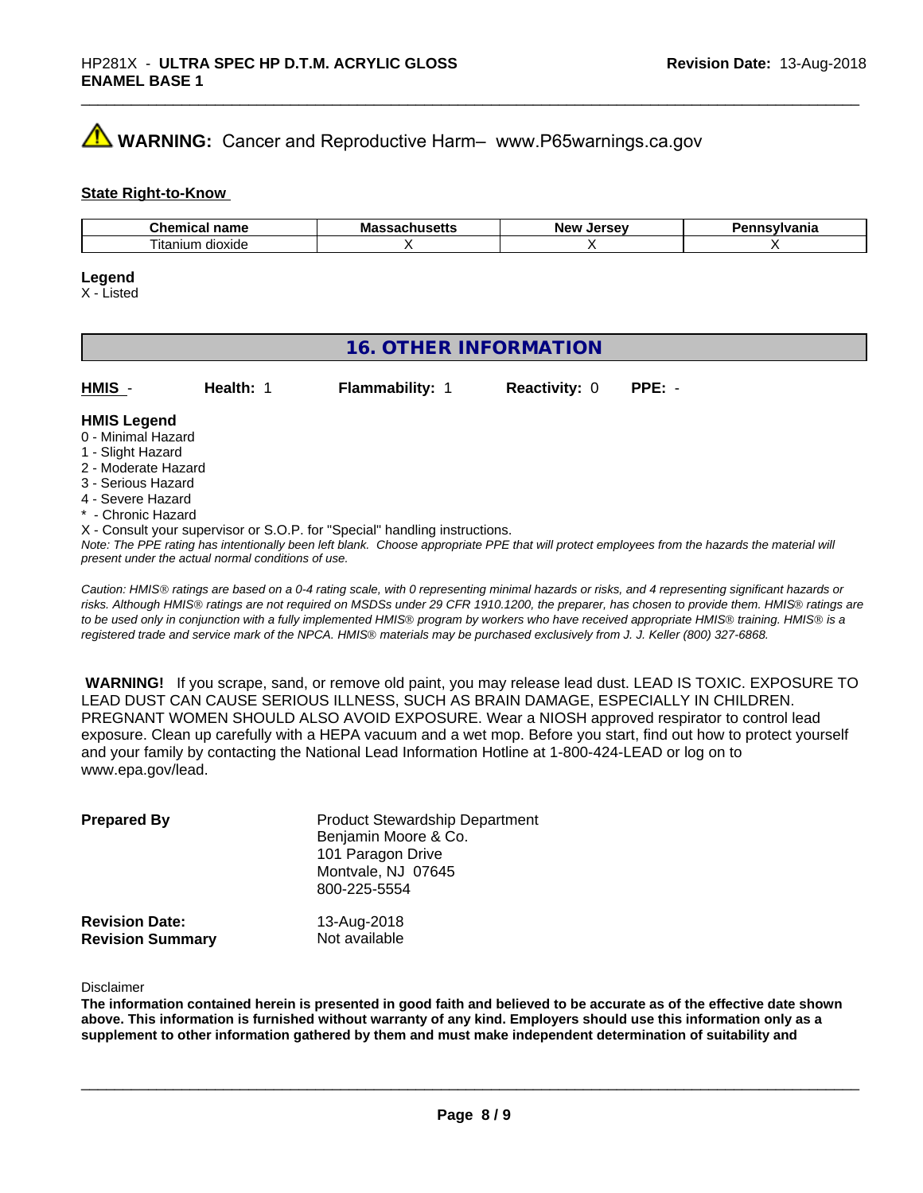⚠ **WARNING:** Cancer and Reproductive Harm– www.P65warnings.ca.gov

**State Right-to-Know**

| Chemical name | Massachusetts | New Jersey | Pennsylvania |
|---|---|---|---|
| Titanium dioxide | X | X | X |

**Legend**
X - Listed

## 16. OTHER INFORMATION

**HMIS** - **Health:** 1 **Flammability:** 1 **Reactivity:** 0 **PPE:** -

**HMIS Legend**
0 - Minimal Hazard
1 - Slight Hazard
2 - Moderate Hazard
3 - Serious Hazard
4 - Severe Hazard
* - Chronic Hazard
X - Consult your supervisor or S.O.P. for "Special" handling instructions.
*Note: The PPE rating has intentionally been left blank. Choose appropriate PPE that will protect employees from the hazards the material will present under the actual normal conditions of use.*

*Caution: HMIS® ratings are based on a 0-4 rating scale, with 0 representing minimal hazards or risks, and 4 representing significant hazards or risks. Although HMIS® ratings are not required on MSDSs under 29 CFR 1910.1200, the preparer, has chosen to provide them. HMIS® ratings are to be used only in conjunction with a fully implemented HMIS® program by workers who have received appropriate HMIS® training. HMIS® is a registered trade and service mark of the NPCA. HMIS® materials may be purchased exclusively from J. J. Keller (800) 327-6868.*

**WARNING!** If you scrape, sand, or remove old paint, you may release lead dust. LEAD IS TOXIC. EXPOSURE TO LEAD DUST CAN CAUSE SERIOUS ILLNESS, SUCH AS BRAIN DAMAGE, ESPECIALLY IN CHILDREN. PREGNANT WOMEN SHOULD ALSO AVOID EXPOSURE. Wear a NIOSH approved respirator to control lead exposure. Clean up carefully with a HEPA vacuum and a wet mop. Before you start, find out how to protect yourself and your family by contacting the National Lead Information Hotline at 1-800-424-LEAD or log on to www.epa.gov/lead.

**Prepared By**
Product Stewardship Department
Benjamin Moore & Co.
101 Paragon Drive
Montvale, NJ 07645
800-225-5554

**Revision Date:** 13-Aug-2018
**Revision Summary** Not available

Disclaimer

**The information contained herein is presented in good faith and believed to be accurate as of the effective date shown above. This information is furnished without warranty of any kind. Employers should use this information only as a supplement to other information gathered by them and must make independent determination of suitability and**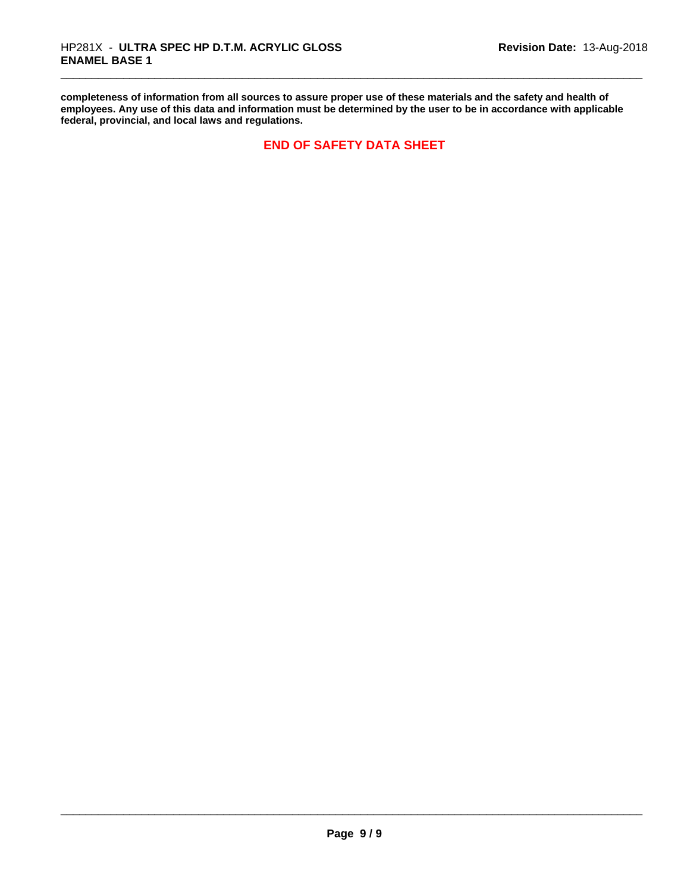**completeness of information from all sources to assure proper use of these materials and the safety and health of employees. Any use of this data and information must be determined by the user to be in accordance with applicable federal, provincial, and local laws and regulations.**

**END OF SAFETY DATA SHEET**